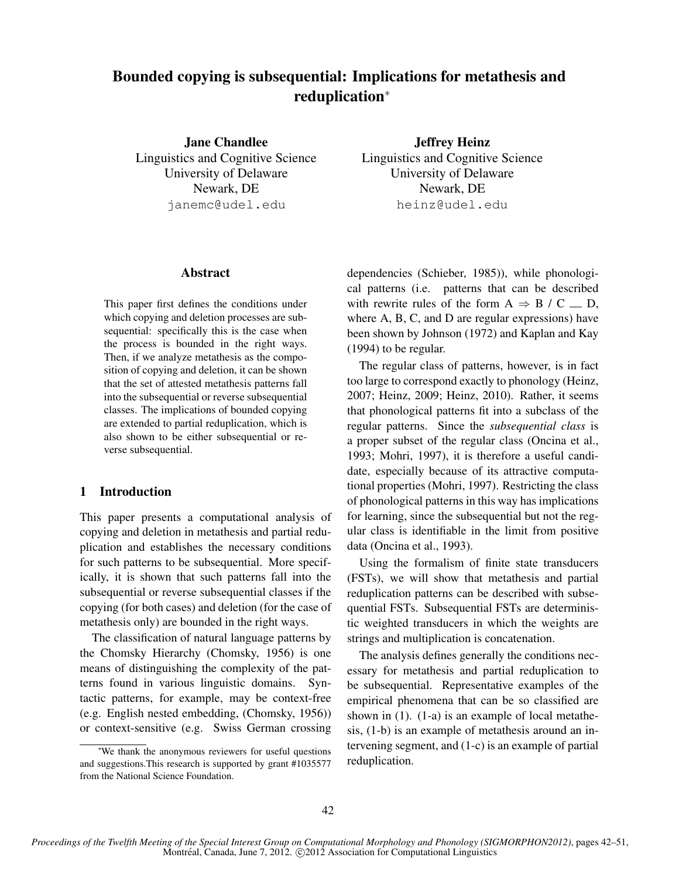# Bounded copying is subsequential: Implications for metathesis and reduplication*

**Jane Chandlee**
Linguistics and Cognitive Science
University of Delaware
Newark, DE
janemc@udel.edu

**Jeffrey Heinz**
Linguistics and Cognitive Science
University of Delaware
Newark, DE
heinz@udel.edu

## Abstract

This paper first defines the conditions under which copying and deletion processes are subsequential: specifically this is the case when the process is bounded in the right ways. Then, if we analyze metathesis as the composition of copying and deletion, it can be shown that the set of attested metathesis patterns fall into the subsequential or reverse subsequential classes. The implications of bounded copying are extended to partial reduplication, which is also shown to be either subsequential or reverse subsequential.

## 1 Introduction

This paper presents a computational analysis of copying and deletion in metathesis and partial reduplication and establishes the necessary conditions for such patterns to be subsequential. More specifically, it is shown that such patterns fall into the subsequential or reverse subsequential classes if the copying (for both cases) and deletion (for the case of metathesis only) are bounded in the right ways.

The classification of natural language patterns by the Chomsky Hierarchy (Chomsky, 1956) is one means of distinguishing the complexity of the patterns found in various linguistic domains. Syntactic patterns, for example, may be context-free (e.g. English nested embedding, (Chomsky, 1956)) or context-sensitive (e.g. Swiss German crossing dependencies (Schieber, 1985)), while phonological patterns (i.e. patterns that can be described with rewrite rules of the form $A \Rightarrow B$ / $C \_\_ D$, where A, B, C, and D are regular expressions) have been shown by Johnson (1972) and Kaplan and Kay (1994) to be regular.

The regular class of patterns, however, is in fact too large to correspond exactly to phonology (Heinz, 2007; Heinz, 2009; Heinz, 2010). Rather, it seems that phonological patterns fit into a subclass of the regular patterns. Since the *subsequential class* is a proper subset of the regular class (Oncina et al., 1993; Mohri, 1997), it is therefore a useful candidate, especially because of its attractive computational properties (Mohri, 1997). Restricting the class of phonological patterns in this way has implications for learning, since the subsequential but not the regular class is identifiable in the limit from positive data (Oncina et al., 1993).

Using the formalism of finite state transducers (FSTs), we will show that metathesis and partial reduplication patterns can be described with subsequential FSTs. Subsequential FSTs are deterministic weighted transducers in which the weights are strings and multiplication is concatenation.

The analysis defines generally the conditions necessary for metathesis and partial reduplication to be subsequential. Representative examples of the empirical phenomena that can be so classified are shown in (1). (1-a) is an example of local metathesis, (1-b) is an example of metathesis around an intervening segment, and (1-c) is an example of partial reduplication.

*We thank the anonymous reviewers for useful questions and suggestions.This research is supported by grant #1035577 from the National Science Foundation.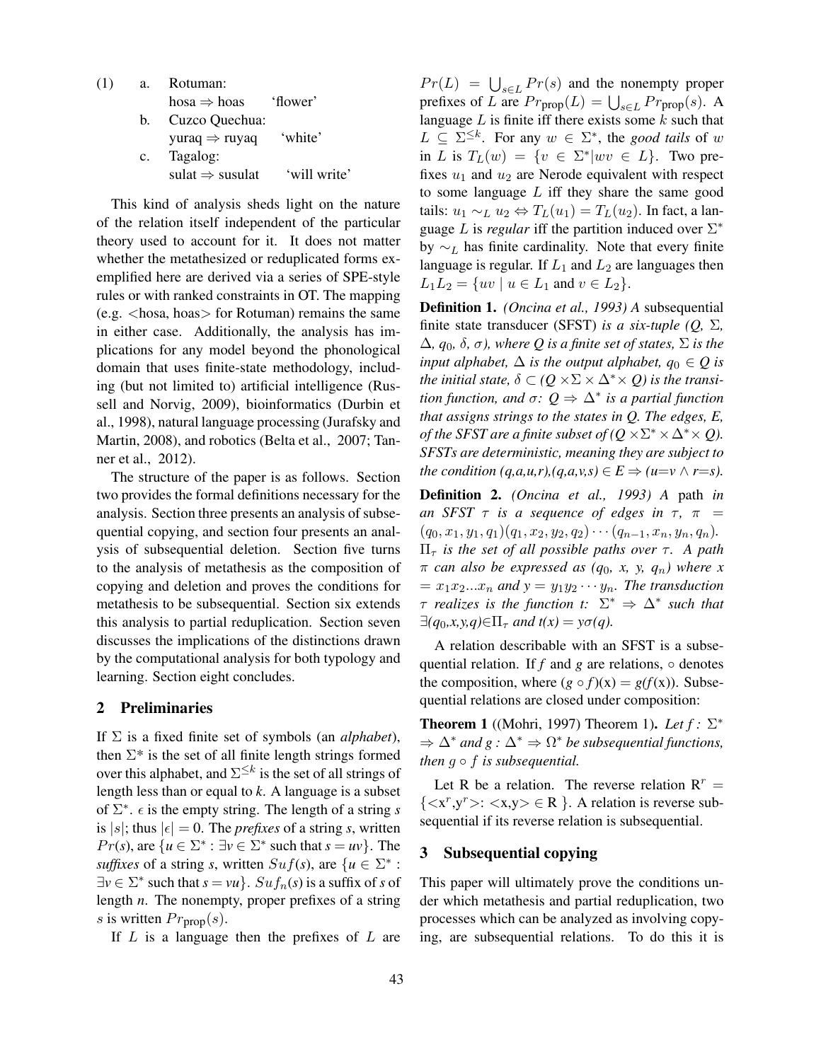(1) a. Rotuman:
hosa ⇒ hoas 'flower'

b. Cuzco Quechua:
yuraq ⇒ ruyaq 'white'

c. Tagalog:
sulat ⇒ susulat 'will write'

This kind of analysis sheds light on the nature of the relation itself independent of the particular theory used to account for it. It does not matter whether the metathesized or reduplicated forms exemplified here are derived via a series of SPE-style rules or with ranked constraints in OT. The mapping (e.g. <hosa, hoas> for Rotuman) remains the same in either case. Additionally, the analysis has implications for any model beyond the phonological domain that uses finite-state methodology, including (but not limited to) artificial intelligence (Russell and Norvig, 2009), bioinformatics (Durbin et al., 1998), natural language processing (Jurafsky and Martin, 2008), and robotics (Belta et al., 2007; Tanner et al., 2012).

The structure of the paper is as follows. Section two provides the formal definitions necessary for the analysis. Section three presents an analysis of subsequential copying, and section four presents an analysis of subsequential deletion. Section five turns to the analysis of metathesis as the composition of copying and deletion and proves the conditions for metathesis to be subsequential. Section six extends this analysis to partial reduplication. Section seven discusses the implications of the distinctions drawn by the computational analysis for both typology and learning. Section eight concludes.

## 2 Preliminaries

If $\Sigma$ is a fixed finite set of symbols (an *alphabet*), then $\Sigma^*$ is the set of all finite length strings formed over this alphabet, and $\Sigma^{\leq k}$ is the set of all strings of length less than or equal to *k*. A language is a subset of $\Sigma^*$. $\epsilon$ is the empty string. The length of a string *s* is $|s|$; thus $|\epsilon| = 0$. The *prefixes* of a string *s*, written $Pr(s)$, are $\{u \in \Sigma^* : \exists v \in \Sigma^*$ such that $s = uv\}$. The *suffixes* of a string *s*, written $Suf(s)$, are $\{u \in \Sigma^* : \exists v \in \Sigma^*$ such that $s = vu\}$. $Suf_n(s)$ is a suffix of *s* of length *n*. The nonempty, proper prefixes of a string *s* is written $Pr_{\text{prop}}(s)$.

If $L$ is a language then the prefixes of $L$ are $Pr(L) = \bigcup_{s \in L} Pr(s)$ and the nonempty proper prefixes of $L$ are $Pr_{\text{prop}}(L) = \bigcup_{s \in L} Pr_{\text{prop}}(s)$. A language $L$ is finite iff there exists some $k$ such that $L \subseteq \Sigma^{\leq k}$. For any $w \in \Sigma^*$, the *good tails* of $w$ in $L$ is $T_L(w) = \{v \in \Sigma^* | wv \in L\}$. Two prefixes $u_1$ and $u_2$ are Nerode equivalent with respect to some language $L$ iff they share the same good tails: $u_1 \sim_L u_2 \Leftrightarrow T_L(u_1) = T_L(u_2)$. In fact, a language $L$ is *regular* iff the partition induced over $\Sigma^*$ by $\sim_L$ has finite cardinality. Note that every finite language is regular. If $L_1$ and $L_2$ are languages then $L_1 L_2 = \{uv \mid u \in L_1$ and $v \in L_2\}$.

**Definition 1.** *(Oncina et al., 1993) A* subsequential finite state transducer (SFST) *is a six-tuple (Q, $\Sigma$, $\Delta$, $q_0$, $\delta$, $\sigma$), where Q is a finite set of states, $\Sigma$ is the input alphabet, $\Delta$ is the output alphabet, $q_0 \in Q$ is the initial state, $\delta \subset (Q \times \Sigma \times \Delta^* \times Q)$ is the transition function, and $\sigma$: $Q \Rightarrow \Delta^*$ is a partial function that assigns strings to the states in Q. The edges, E, of the SFST are a finite subset of $(Q \times \Sigma^* \times \Delta^* \times Q)$. SFSTs are deterministic, meaning they are subject to the condition $(q,a,u,r),(q,a,v,s) \in E \Rightarrow (u{=}v \wedge r{=}s)$.*

**Definition 2.** *(Oncina et al., 1993) A* path *in an SFST $\tau$ is a sequence of edges in $\tau$, $\pi = (q_0, x_1, y_1, q_1)(q_1, x_2, y_2, q_2) \cdots (q_{n-1}, x_n, y_n, q_n)$. $\Pi_\tau$ is the set of all possible paths over $\tau$. A path $\pi$ can also be expressed as ($q_0$, x, y, $q_n$) where x $= x_1 x_2 ... x_n$ and y $= y_1 y_2 \cdots y_n$. The transduction $\tau$ realizes is the function t: $\Sigma^* \Rightarrow \Delta^*$ such that $\exists(q_0,x,y,q) \in \Pi_\tau$ and t(x) = y$\sigma$(q).*

A relation describable with an SFST is a subsequential relation. If *f* and *g* are relations, $\circ$ denotes the composition, where $(g \circ f)(x) = g(f(x))$. Subsequential relations are closed under composition:

**Theorem 1** ((Mohri, 1997) Theorem 1)**.** *Let f : $\Sigma^* \Rightarrow \Delta^*$ and g : $\Delta^* \Rightarrow \Omega^*$ be subsequential functions, then $g \circ f$ is subsequential.*

Let R be a relation. The reverse relation $R^r = \{<x^r, y^r>: <x,y> \in R\}$. A relation is reverse subsequential if its reverse relation is subsequential.

## 3 Subsequential copying

This paper will ultimately prove the conditions under which metathesis and partial reduplication, two processes which can be analyzed as involving copying, are subsequential relations. To do this it is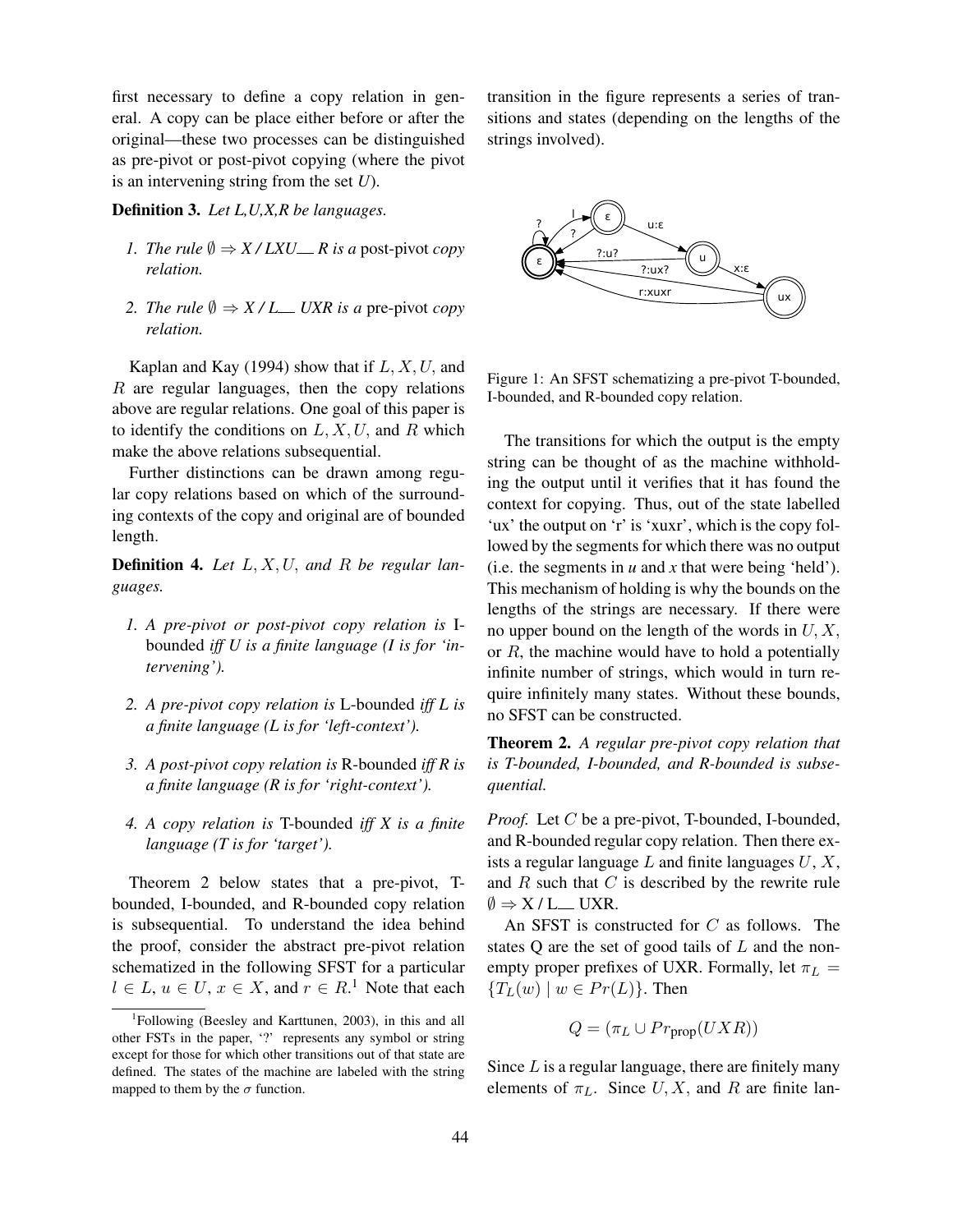first necessary to define a copy relation in general. A copy can be place either before or after the original—these two processes can be distinguished as pre-pivot or post-pivot copying (where the pivot is an intervening string from the set *U*).

**Definition 3.** *Let L,U,X,R be languages.*

1. *The rule $\emptyset \Rightarrow X$ / $LXU$ __ $R$ is a* post-pivot *copy relation.*
2. *The rule $\emptyset \Rightarrow X$ / $L$ __ $UXR$ is a* pre-pivot *copy relation.*

Kaplan and Kay (1994) show that if $L, X, U$, and $R$ are regular languages, then the copy relations above are regular relations. One goal of this paper is to identify the conditions on $L, X, U$, and $R$ which make the above relations subsequential.

Further distinctions can be drawn among regular copy relations based on which of the surrounding contexts of the copy and original are of bounded length.

**Definition 4.** *Let $L, X, U$, and $R$ be regular languages.*

1. *A pre-pivot or post-pivot copy relation is* I-bounded *iff U is a finite language (I is for 'intervening').*
2. *A pre-pivot copy relation is* L-bounded *iff L is a finite language (L is for 'left-context').*
3. *A post-pivot copy relation is* R-bounded *iff R is a finite language (R is for 'right-context').*
4. *A copy relation is* T-bounded *iff X is a finite language (T is for 'target').*

Theorem 2 below states that a pre-pivot, T-bounded, I-bounded, and R-bounded copy relation is subsequential. To understand the idea behind the proof, consider the abstract pre-pivot relation schematized in the following SFST for a particular $l \in L$, $u \in U$, $x \in X$, and $r \in R$.[1] Note that each transition in the figure represents a series of transitions and states (depending on the lengths of the strings involved).

Figure 1: An SFST schematizing a pre-pivot T-bounded, I-bounded, and R-bounded copy relation.

The transitions for which the output is the empty string can be thought of as the machine withholding the output until it verifies that it has found the context for copying. Thus, out of the state labelled 'ux' the output on 'r' is 'xuxr', which is the copy followed by the segments for which there was no output (i.e. the segments in *u* and *x* that were being 'held'). This mechanism of holding is why the bounds on the lengths of the strings are necessary. If there were no upper bound on the length of the words in $U, X$, or $R$, the machine would have to hold a potentially infinite number of strings, which would in turn require infinitely many states. Without these bounds, no SFST can be constructed.

**Theorem 2.** *A regular pre-pivot copy relation that is T-bounded, I-bounded, and R-bounded is subsequential.*

*Proof.* Let $C$ be a pre-pivot, T-bounded, I-bounded, and R-bounded regular copy relation. Then there exists a regular language $L$ and finite languages $U, X$, and $R$ such that $C$ is described by the rewrite rule $\emptyset \Rightarrow$ X / L __ UXR.

An SFST is constructed for $C$ as follows. The states Q are the set of good tails of $L$ and the non-empty proper prefixes of UXR. Formally, let $\pi_L = \{T_L(w) \mid w \in Pr(L)\}$. Then

$$Q = (\pi_L \cup Pr_{\text{prop}}(UXR))$$

Since $L$ is a regular language, there are finitely many elements of $\pi_L$. Since $U, X$, and $R$ are finite lan-

[1] Following (Beesley and Karttunen, 2003), in this and all other FSTs in the paper, '?' represents any symbol or string except for those for which other transitions out of that state are defined. The states of the machine are labeled with the string mapped to them by the $\sigma$ function.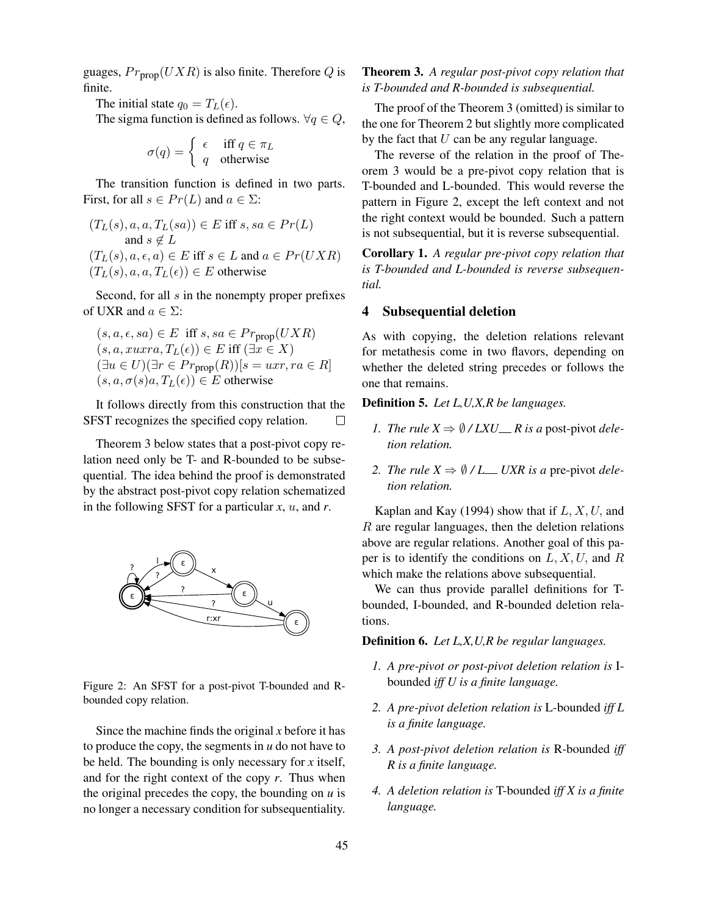guages, $Pr_{\text{prop}}(UXR)$ is also finite. Therefore $Q$ is finite.

The initial state $q_0 = T_L(\epsilon)$.

The sigma function is defined as follows. $\forall q \in Q$,

$$\sigma(q) = \begin{cases} \epsilon & \text{iff } q \in \pi_L \\ q & \text{otherwise} \end{cases}$$

The transition function is defined in two parts. First, for all $s \in Pr(L)$ and $a \in \Sigma$:

$(T_L(s), a, a, T_L(sa)) \in E$ iff $s, sa \in Pr(L)$ and $s \notin L$
$(T_L(s), a, \epsilon, a) \in E$ iff $s \in L$ and $a \in Pr(UXR)$
$(T_L(s), a, a, T_L(\epsilon)) \in E$ otherwise

Second, for all $s$ in the nonempty proper prefixes of UXR and $a \in \Sigma$:

$(s, a, \epsilon, sa) \in E$ iff $s, sa \in Pr_{\text{prop}}(UXR)$
$(s, a, xuxra, T_L(\epsilon)) \in E$ iff $(\exists x \in X)$ $(\exists u \in U)(\exists r \in Pr_{\text{prop}}(R))[s = uxr, ra \in R]$
$(s, a, \sigma(s)a, T_L(\epsilon)) \in E$ otherwise

It follows directly from this construction that the SFST recognizes the specified copy relation. □

Theorem 3 below states that a post-pivot copy relation need only be T- and R-bounded to be subsequential. The idea behind the proof is demonstrated by the abstract post-pivot copy relation schematized in the following SFST for a particular *x*, *u*, and *r*.

Figure 2: An SFST for a post-pivot T-bounded and R-bounded copy relation.

Since the machine finds the original *x* before it has to produce the copy, the segments in *u* do not have to be held. The bounding is only necessary for *x* itself, and for the right context of the copy *r*. Thus when the original precedes the copy, the bounding on *u* is no longer a necessary condition for subsequentiality.

**Theorem 3.** *A regular post-pivot copy relation that is T-bounded and R-bounded is subsequential.*

The proof of the Theorem 3 (omitted) is similar to the one for Theorem 2 but slightly more complicated by the fact that $U$ can be any regular language.

The reverse of the relation in the proof of Theorem 3 would be a pre-pivot copy relation that is T-bounded and L-bounded. This would reverse the pattern in Figure 2, except the left context and not the right context would be bounded. Such a pattern is not subsequential, but it is reverse subsequential.

**Corollary 1.** *A regular pre-pivot copy relation that is T-bounded and L-bounded is reverse subsequential.*

## 4 Subsequential deletion

As with copying, the deletion relations relevant for metathesis come in two flavors, depending on whether the deleted string precedes or follows the one that remains.

**Definition 5.** *Let L,U,X,R be languages.*

1. *The rule X ⇒ ∅ / LXU\_\_ R is a* post-pivot *deletion relation.*
2. *The rule X ⇒ ∅ / L\_\_ UXR is a* pre-pivot *deletion relation.*

Kaplan and Kay (1994) show that if $L, X, U,$ and $R$ are regular languages, then the deletion relations above are regular relations. Another goal of this paper is to identify the conditions on $L, X, U,$ and $R$ which make the relations above subsequential.

We can thus provide parallel definitions for T-bounded, I-bounded, and R-bounded deletion relations.

**Definition 6.** *Let L,X,U,R be regular languages.*

1. *A pre-pivot or post-pivot deletion relation is* I-bounded *iff U is a finite language.*
2. *A pre-pivot deletion relation is* L-bounded *iff L is a finite language.*
3. *A post-pivot deletion relation is* R-bounded *iff R is a finite language.*
4. *A deletion relation is* T-bounded *iff X is a finite language.*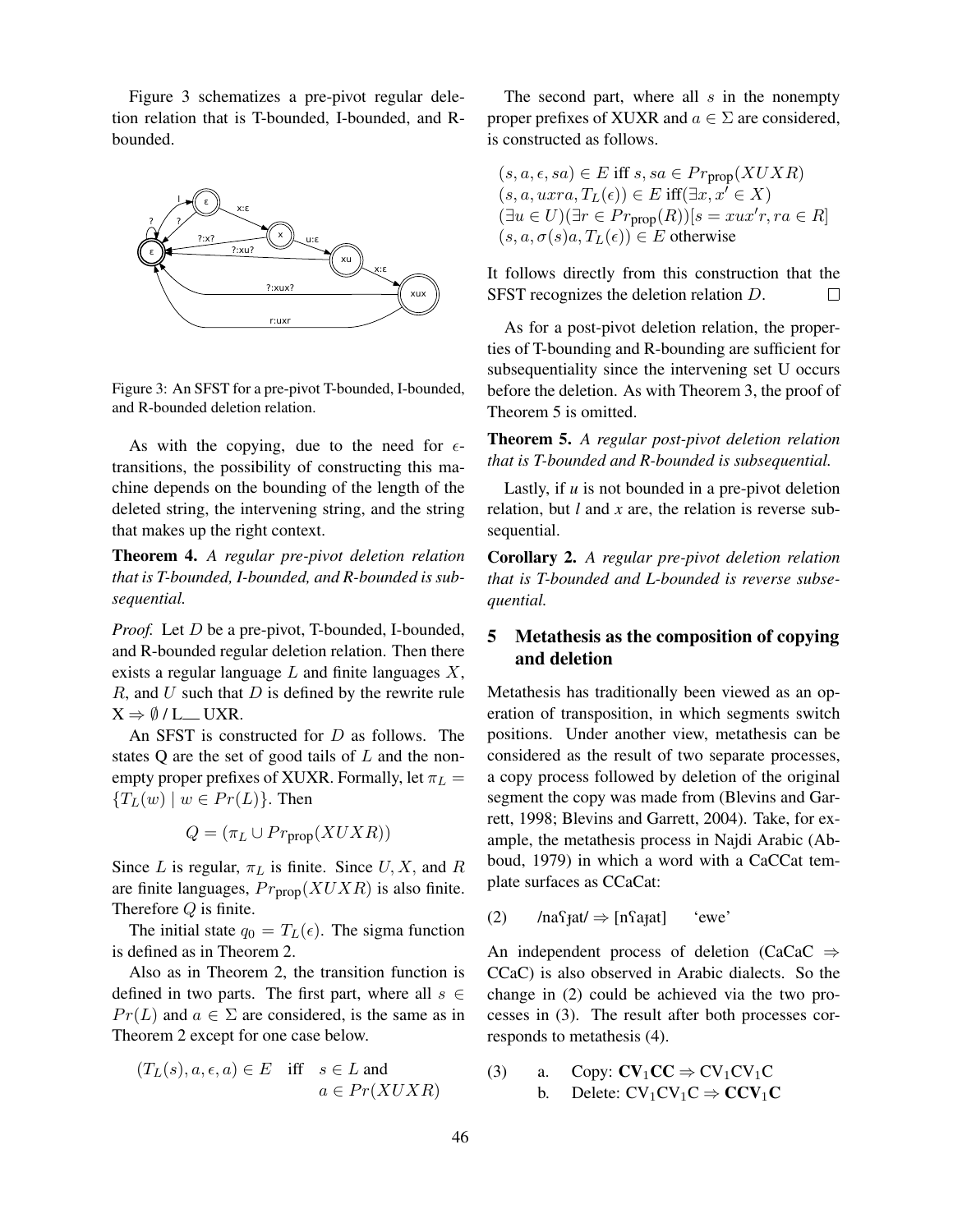Figure 3 schematizes a pre-pivot regular deletion relation that is T-bounded, I-bounded, and R-bounded.

Figure 3: An SFST for a pre-pivot T-bounded, I-bounded, and R-bounded deletion relation.

As with the copying, due to the need for $\epsilon$-transitions, the possibility of constructing this machine depends on the bounding of the length of the deleted string, the intervening string, and the string that makes up the right context.

**Theorem 4.** *A regular pre-pivot deletion relation that is T-bounded, I-bounded, and R-bounded is subsequential.*

*Proof.* Let $D$ be a pre-pivot, T-bounded, I-bounded, and R-bounded regular deletion relation. Then there exists a regular language $L$ and finite languages $X$, $R$, and $U$ such that $D$ is defined by the rewrite rule X ⇒ ∅ / L__ UXR.

An SFST is constructed for $D$ as follows. The states Q are the set of good tails of $L$ and the nonempty proper prefixes of XUXR. Formally, let $\pi_L = \{T_L(w) \mid w \in Pr(L)\}$. Then

$$Q = (\pi_L \cup Pr_{\text{prop}}(XUXR))$$

Since $L$ is regular, $\pi_L$ is finite. Since $U$, $X$, and $R$ are finite languages, $Pr_{\text{prop}}(XUXR)$ is also finite. Therefore $Q$ is finite.

The initial state $q_0 = T_L(\epsilon)$. The sigma function is defined as in Theorem 2.

Also as in Theorem 2, the transition function is defined in two parts. The first part, where all $s \in Pr(L)$ and $a \in \Sigma$ are considered, is the same as in Theorem 2 except for one case below.

$$(T_L(s), a, \epsilon, a) \in E \quad \text{iff} \quad s \in L \text{ and } a \in Pr(XUXR)$$

The second part, where all $s$ in the nonempty proper prefixes of XUXR and $a \in \Sigma$ are considered, is constructed as follows.

$(s, a, \epsilon, sa) \in E$ iff $s, sa \in Pr_{\text{prop}}(XUXR)$
$(s, a, uxra, T_L(\epsilon)) \in E$ iff$(\exists x, x' \in X)$
$(\exists u \in U)(\exists r \in Pr_{\text{prop}}(R))[s = xux'r, ra \in R]$
$(s, a, \sigma(s)a, T_L(\epsilon)) \in E$ otherwise

It follows directly from this construction that the SFST recognizes the deletion relation $D$. □

As for a post-pivot deletion relation, the properties of T-bounding and R-bounding are sufficient for subsequentiality since the intervening set U occurs before the deletion. As with Theorem 3, the proof of Theorem 5 is omitted.

**Theorem 5.** *A regular post-pivot deletion relation that is T-bounded and R-bounded is subsequential.*

Lastly, if *u* is not bounded in a pre-pivot deletion relation, but *l* and *x* are, the relation is reverse subsequential.

**Corollary 2.** *A regular pre-pivot deletion relation that is T-bounded and L-bounded is reverse subsequential.*

## 5 Metathesis as the composition of copying and deletion

Metathesis has traditionally been viewed as an operation of transposition, in which segments switch positions. Under another view, metathesis can be considered as the result of two separate processes, a copy process followed by deletion of the original segment the copy was made from (Blevins and Garrett, 1998; Blevins and Garrett, 2004). Take, for example, the metathesis process in Najdi Arabic (Abboud, 1979) in which a word with a CaCCat template surfaces as CCaCat:

(2) /naʕɟat/ ⇒ [nʕaɟat] 'ewe'

An independent process of deletion (CaCaC ⇒ CCaC) is also observed in Arabic dialects. So the change in (2) could be achieved via the two processes in (3). The result after both processes corresponds to metathesis (4).

(3) a. Copy: **CV$_1$CC** ⇒ CV$_1$CV$_1$C
b. Delete: CV$_1$CV$_1$C ⇒ **CCV$_1$C**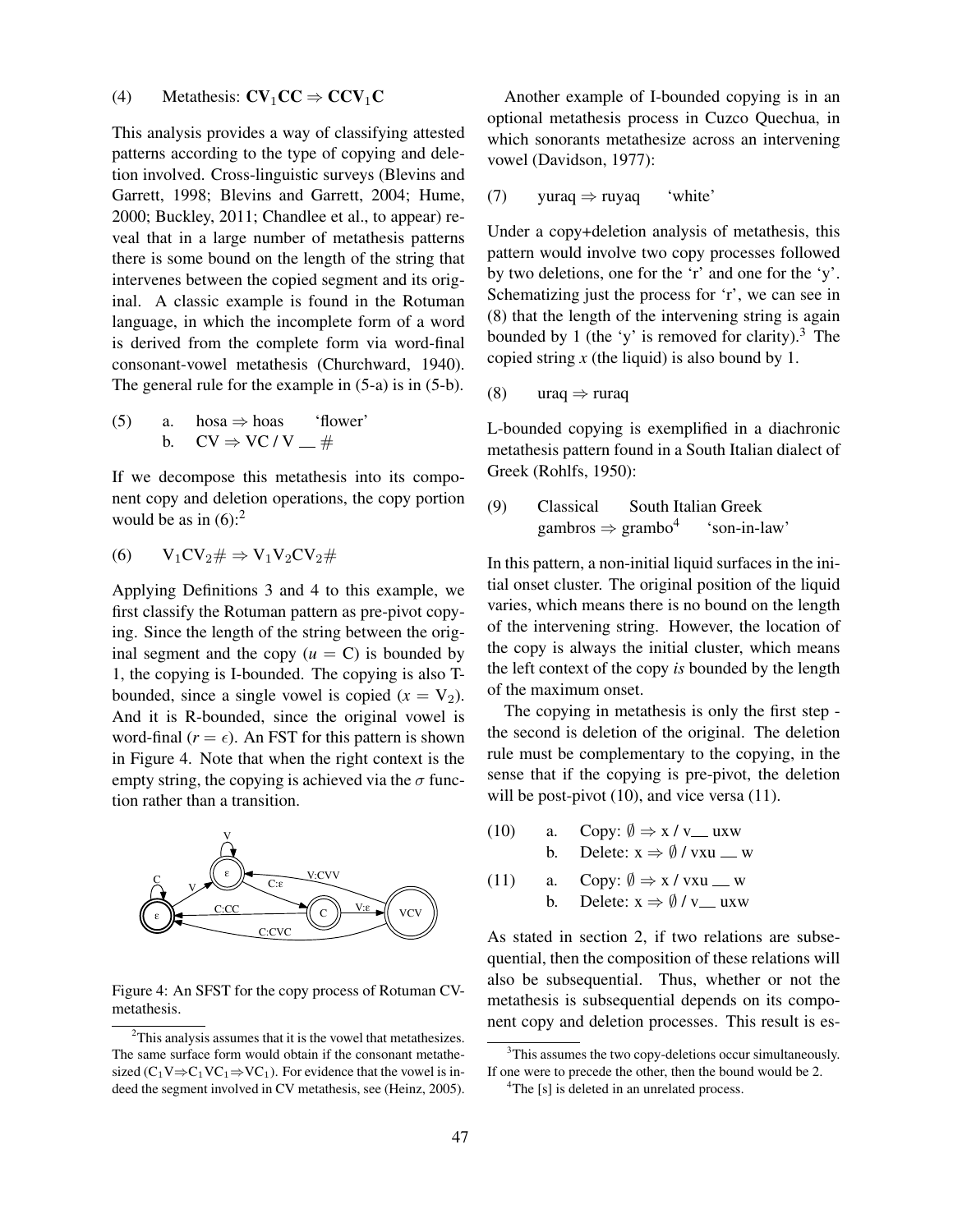(4) Metathesis: $\mathbf{CV_1CC} \Rightarrow \mathbf{CCV_1C}$

This analysis provides a way of classifying attested patterns according to the type of copying and deletion involved. Cross-linguistic surveys (Blevins and Garrett, 1998; Blevins and Garrett, 2004; Hume, 2000; Buckley, 2011; Chandlee et al., to appear) reveal that in a large number of metathesis patterns there is some bound on the length of the string that intervenes between the copied segment and its original. A classic example is found in the Rotuman language, in which the incomplete form of a word is derived from the complete form via word-final consonant-vowel metathesis (Churchward, 1940). The general rule for the example in (5-a) is in (5-b).

(5) a. hosa ⇒ hoas 'flower'
b. CV ⇒ VC / V __ #

If we decompose this metathesis into its component copy and deletion operations, the copy portion would be as in (6):[2]

(6) $V_1CV_2\# \Rightarrow V_1V_2CV_2\#$

Applying Definitions 3 and 4 to this example, we first classify the Rotuman pattern as pre-pivot copying. Since the length of the string between the original segment and the copy ($u$ = C) is bounded by 1, the copying is I-bounded. The copying is also T-bounded, since a single vowel is copied ($x = V_2$). And it is R-bounded, since the original vowel is word-final ($r = \epsilon$). An FST for this pattern is shown in Figure 4. Note that when the right context is the empty string, the copying is achieved via the $\sigma$ function rather than a transition.

Figure 4: An SFST for the copy process of Rotuman CV-metathesis.

Another example of I-bounded copying is in an optional metathesis process in Cuzco Quechua, in which sonorants metathesize across an intervening vowel (Davidson, 1977):

(7) yuraq ⇒ ruyaq 'white'

Under a copy+deletion analysis of metathesis, this pattern would involve two copy processes followed by two deletions, one for the 'r' and one for the 'y'. Schematizing just the process for 'r', we can see in (8) that the length of the intervening string is again bounded by 1 (the 'y' is removed for clarity).[3] The copied string $x$ (the liquid) is also bound by 1.

(8) uraq ⇒ ruraq

L-bounded copying is exemplified in a diachronic metathesis pattern found in a South Italian dialect of Greek (Rohlfs, 1950):

(9) Classical South Italian Greek
gambros ⇒ grambo[4] 'son-in-law'

In this pattern, a non-initial liquid surfaces in the initial onset cluster. The original position of the liquid varies, which means there is no bound on the length of the intervening string. However, the location of the copy is always the initial cluster, which means the left context of the copy *is* bounded by the length of the maximum onset.

The copying in metathesis is only the first step - the second is deletion of the original. The deletion rule must be complementary to the copying, in the sense that if the copying is pre-pivot, the deletion will be post-pivot (10), and vice versa (11).

(10) a. Copy: $\emptyset \Rightarrow$ x / v__ uxw
b. Delete: x $\Rightarrow \emptyset$ / vxu __ w

(11) a. Copy: $\emptyset \Rightarrow$ x / vxu __ w
b. Delete: x $\Rightarrow \emptyset$ / v__ uxw

As stated in section 2, if two relations are subsequential, then the composition of these relations will also be subsequential. Thus, whether or not the metathesis is subsequential depends on its component copy and deletion processes. This result is es-

[2] This analysis assumes that it is the vowel that metathesizes. The same surface form would obtain if the consonant metathesized ($C_1V \Rightarrow C_1VC_1 \Rightarrow VC_1$). For evidence that the vowel is indeed the segment involved in CV metathesis, see (Heinz, 2005).

[3] This assumes the two copy-deletions occur simultaneously. If one were to precede the other, then the bound would be 2.

[4] The [s] is deleted in an unrelated process.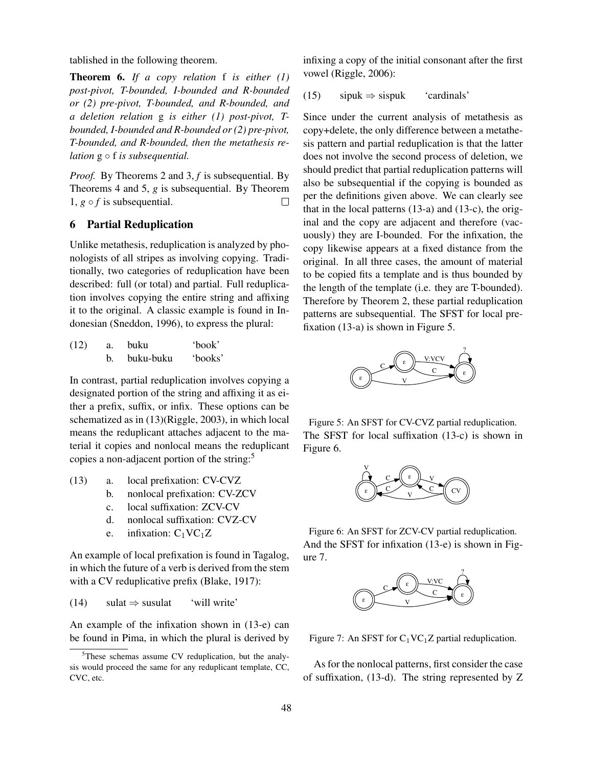tablished in the following theorem.

**Theorem 6.** *If a copy relation* f *is either (1) post-pivot, T-bounded, I-bounded and R-bounded or (2) pre-pivot, T-bounded, and R-bounded, and a deletion relation* g *is either (1) post-pivot, T-bounded, I-bounded and R-bounded or (2) pre-pivot, T-bounded, and R-bounded, then the metathesis relation* $g \circ f$ *is subsequential.*

*Proof.* By Theorems 2 and 3, $f$ is subsequential. By Theorems 4 and 5, $g$ is subsequential. By Theorem 1, $g \circ f$ is subsequential. □

## 6 Partial Reduplication

Unlike metathesis, reduplication is analyzed by phonologists of all stripes as involving copying. Traditionally, two categories of reduplication have been described: full (or total) and partial. Full reduplication involves copying the entire string and affixing it to the original. A classic example is found in Indonesian (Sneddon, 1996), to express the plural:

(12) a. buku 'book'
b. buku-buku 'books'

In contrast, partial reduplication involves copying a designated portion of the string and affixing it as either a prefix, suffix, or infix. These options can be schematized as in (13)(Riggle, 2003), in which local means the reduplicant attaches adjacent to the material it copies and nonlocal means the reduplicant copies a non-adjacent portion of the string:[5]

(13) a. local prefixation: CV-CVZ
b. nonlocal prefixation: CV-ZCV
c. local suffixation: ZCV-CV
d. nonlocal suffixation: CVZ-CV
e. infixation: $C_1VC_1Z$

An example of local prefixation is found in Tagalog, in which the future of a verb is derived from the stem with a CV reduplicative prefix (Blake, 1917):

(14) sulat ⇒ susulat 'will write'

An example of the infixation shown in (13-e) can be found in Pima, in which the plural is derived by infixing a copy of the initial consonant after the first vowel (Riggle, 2006):

(15) sipuk ⇒ sispuk 'cardinals'

Since under the current analysis of metathesis as copy+delete, the only difference between a metathesis pattern and partial reduplication is that the latter does not involve the second process of deletion, we should predict that partial reduplication patterns will also be subsequential if the copying is bounded as per the definitions given above. We can clearly see that in the local patterns (13-a) and (13-c), the original and the copy are adjacent and therefore (vacuously) they are I-bounded. For the infixation, the copy likewise appears at a fixed distance from the original. In all three cases, the amount of material to be copied fits a template and is thus bounded by the length of the template (i.e. they are T-bounded). Therefore by Theorem 2, these partial reduplication patterns are subsequential. The SFST for local prefixation (13-a) is shown in Figure 5.

Figure 5: An SFST for CV-CVZ partial reduplication.

The SFST for local suffixation (13-c) is shown in Figure 6.

Figure 6: An SFST for ZCV-CV partial reduplication.

And the SFST for infixation (13-e) is shown in Figure 7.

Figure 7: An SFST for $C_1VC_1Z$ partial reduplication.

As for the nonlocal patterns, first consider the case of suffixation, (13-d). The string represented by Z

[5] These schemas assume CV reduplication, but the analysis would proceed the same for any reduplicant template, CC, CVC, etc.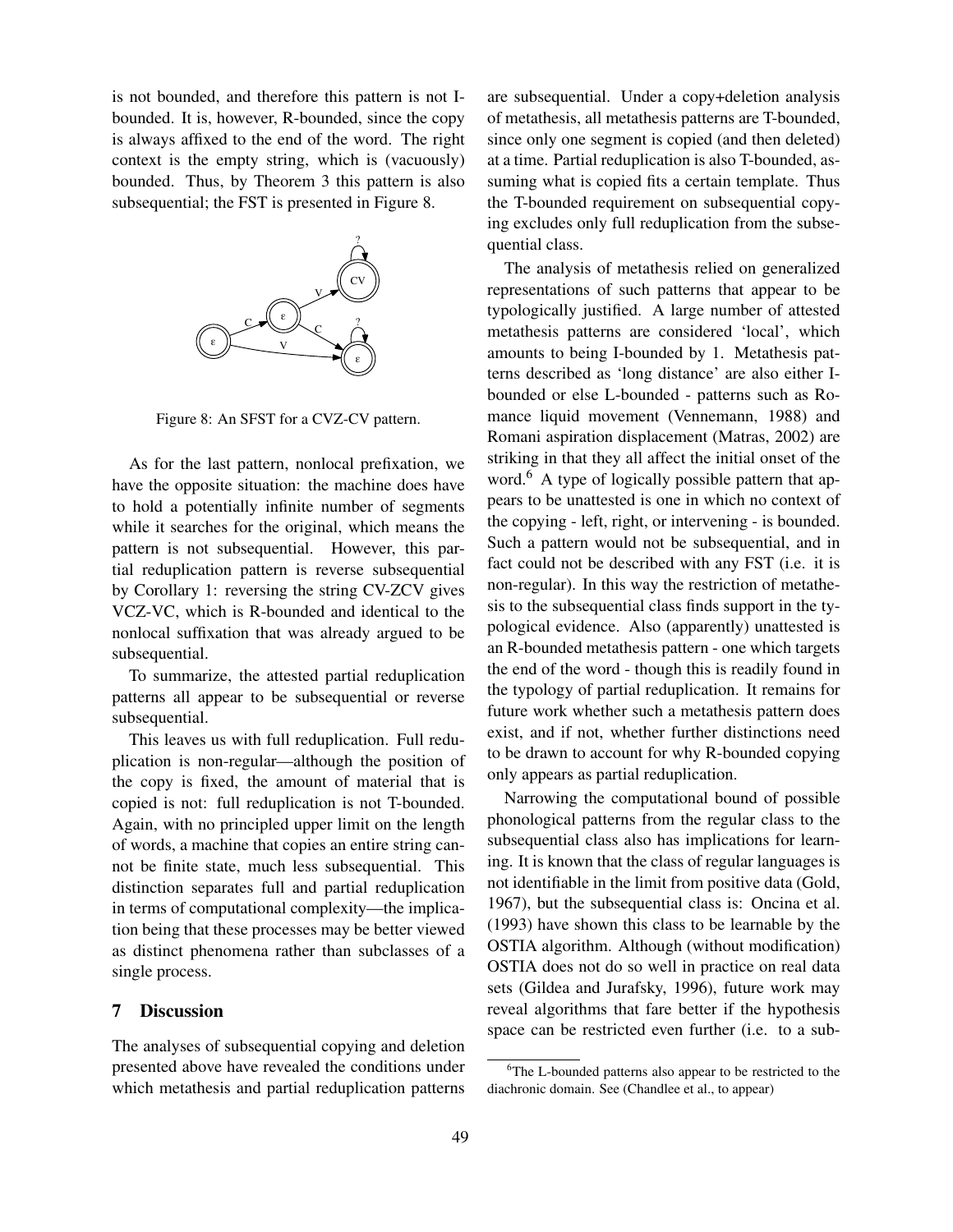is not bounded, and therefore this pattern is not I-bounded. It is, however, R-bounded, since the copy is always affixed to the end of the word. The right context is the empty string, which is (vacuously) bounded. Thus, by Theorem 3 this pattern is also subsequential; the FST is presented in Figure 8.

Figure 8: An SFST for a CVZ-CV pattern.

As for the last pattern, nonlocal prefixation, we have the opposite situation: the machine does have to hold a potentially infinite number of segments while it searches for the original, which means the pattern is not subsequential. However, this partial reduplication pattern is reverse subsequential by Corollary 1: reversing the string CV-ZCV gives VCZ-VC, which is R-bounded and identical to the nonlocal suffixation that was already argued to be subsequential.

To summarize, the attested partial reduplication patterns all appear to be subsequential or reverse subsequential.

This leaves us with full reduplication. Full reduplication is non-regular—although the position of the copy is fixed, the amount of material that is copied is not: full reduplication is not T-bounded. Again, with no principled upper limit on the length of words, a machine that copies an entire string cannot be finite state, much less subsequential. This distinction separates full and partial reduplication in terms of computational complexity—the implication being that these processes may be better viewed as distinct phenomena rather than subclasses of a single process.

## 7 Discussion

The analyses of subsequential copying and deletion presented above have revealed the conditions under which metathesis and partial reduplication patterns are subsequential. Under a copy+deletion analysis of metathesis, all metathesis patterns are T-bounded, since only one segment is copied (and then deleted) at a time. Partial reduplication is also T-bounded, assuming what is copied fits a certain template. Thus the T-bounded requirement on subsequential copying excludes only full reduplication from the subsequential class.

The analysis of metathesis relied on generalized representations of such patterns that appear to be typologically justified. A large number of attested metathesis patterns are considered 'local', which amounts to being I-bounded by 1. Metathesis patterns described as 'long distance' are also either I-bounded or else L-bounded - patterns such as Romance liquid movement (Vennemann, 1988) and Romani aspiration displacement (Matras, 2002) are striking in that they all affect the initial onset of the word.[6] A type of logically possible pattern that appears to be unattested is one in which no context of the copying - left, right, or intervening - is bounded. Such a pattern would not be subsequential, and in fact could not be described with any FST (i.e. it is non-regular). In this way the restriction of metathesis to the subsequential class finds support in the typological evidence. Also (apparently) unattested is an R-bounded metathesis pattern - one which targets the end of the word - though this is readily found in the typology of partial reduplication. It remains for future work whether such a metathesis pattern does exist, and if not, whether further distinctions need to be drawn to account for why R-bounded copying only appears as partial reduplication.

Narrowing the computational bound of possible phonological patterns from the regular class to the subsequential class also has implications for learning. It is known that the class of regular languages is not identifiable in the limit from positive data (Gold, 1967), but the subsequential class is: Oncina et al. (1993) have shown this class to be learnable by the OSTIA algorithm. Although (without modification) OSTIA does not do so well in practice on real data sets (Gildea and Jurafsky, 1996), future work may reveal algorithms that fare better if the hypothesis space can be restricted even further (i.e. to a sub-

[6]The L-bounded patterns also appear to be restricted to the diachronic domain. See (Chandlee et al., to appear)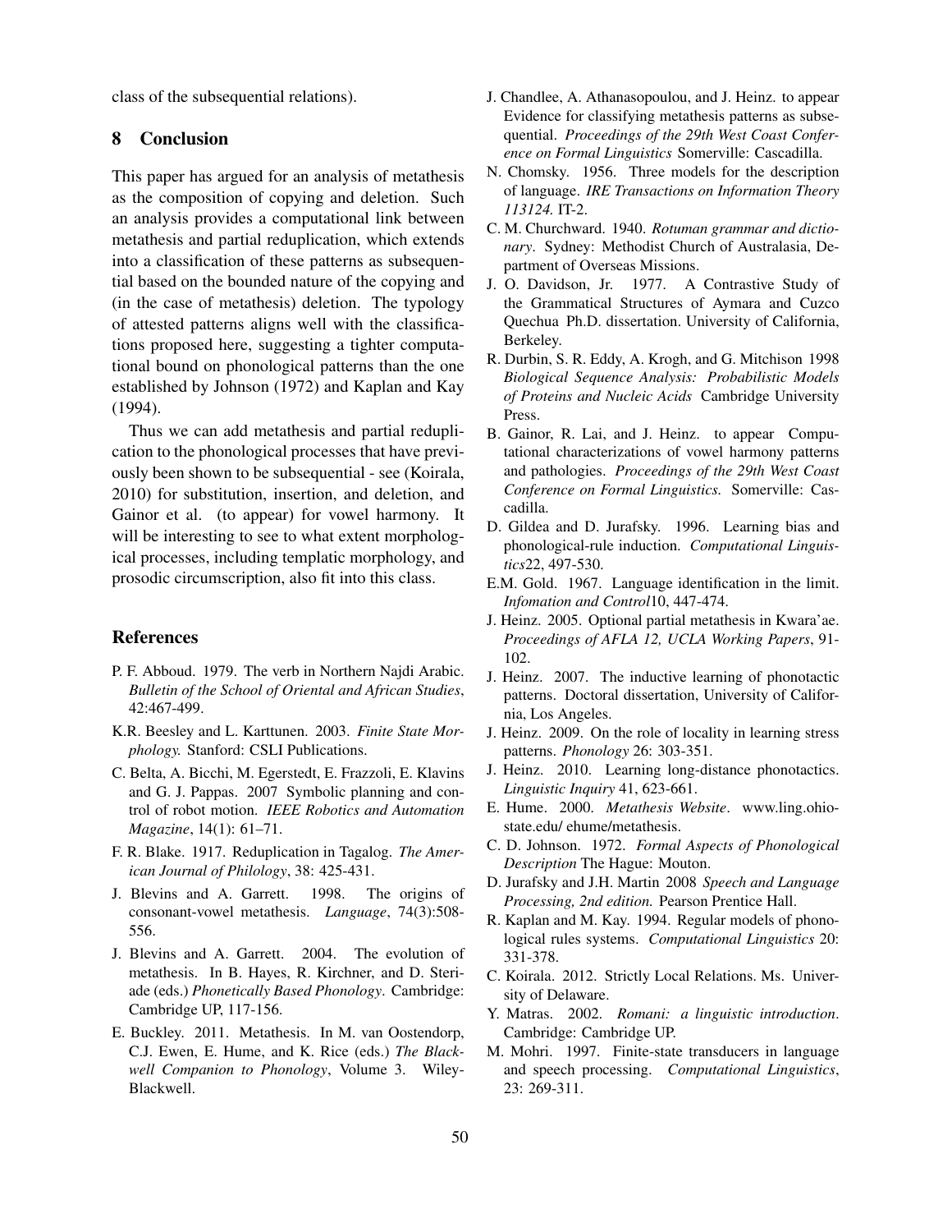class of the subsequential relations).

## 8 Conclusion

This paper has argued for an analysis of metathesis as the composition of copying and deletion. Such an analysis provides a computational link between metathesis and partial reduplication, which extends into a classification of these patterns as subsequential based on the bounded nature of the copying and (in the case of metathesis) deletion. The typology of attested patterns aligns well with the classifications proposed here, suggesting a tighter computational bound on phonological patterns than the one established by Johnson (1972) and Kaplan and Kay (1994).

Thus we can add metathesis and partial reduplication to the phonological processes that have previously been shown to be subsequential - see (Koirala, 2010) for substitution, insertion, and deletion, and Gainor et al. (to appear) for vowel harmony. It will be interesting to see to what extent morphological processes, including templatic morphology, and prosodic circumscription, also fit into this class.

## References

P. F. Abboud. 1979. The verb in Northern Najdi Arabic. *Bulletin of the School of Oriental and African Studies*, 42:467-499.

K.R. Beesley and L. Karttunen. 2003. *Finite State Morphology.* Stanford: CSLI Publications.

C. Belta, A. Bicchi, M. Egerstedt, E. Frazzoli, E. Klavins and G. J. Pappas. 2007 Symbolic planning and control of robot motion. *IEEE Robotics and Automation Magazine*, 14(1): 61–71.

F. R. Blake. 1917. Reduplication in Tagalog. *The American Journal of Philology*, 38: 425-431.

J. Blevins and A. Garrett. 1998. The origins of consonant-vowel metathesis. *Language*, 74(3):508-556.

J. Blevins and A. Garrett. 2004. The evolution of metathesis. In B. Hayes, R. Kirchner, and D. Steriade (eds.) *Phonetically Based Phonology*. Cambridge: Cambridge UP, 117-156.

E. Buckley. 2011. Metathesis. In M. van Oostendorp, C.J. Ewen, E. Hume, and K. Rice (eds.) *The Blackwell Companion to Phonology*, Volume 3. Wiley-Blackwell.

J. Chandlee, A. Athanasopoulou, and J. Heinz. to appear Evidence for classifying metathesis patterns as subsequential. *Proceedings of the 29th West Coast Conference on Formal Linguistics* Somerville: Cascadilla.

N. Chomsky. 1956. Three models for the description of language. *IRE Transactions on Information Theory 113124.* IT-2.

C. M. Churchward. 1940. *Rotuman grammar and dictionary*. Sydney: Methodist Church of Australasia, Department of Overseas Missions.

J. O. Davidson, Jr. 1977. A Contrastive Study of the Grammatical Structures of Aymara and Cuzco Quechua Ph.D. dissertation. University of California, Berkeley.

R. Durbin, S. R. Eddy, A. Krogh, and G. Mitchison 1998 *Biological Sequence Analysis: Probabilistic Models of Proteins and Nucleic Acids* Cambridge University Press.

B. Gainor, R. Lai, and J. Heinz. to appear Computational characterizations of vowel harmony patterns and pathologies. *Proceedings of the 29th West Coast Conference on Formal Linguistics.* Somerville: Cascadilla.

D. Gildea and D. Jurafsky. 1996. Learning bias and phonological-rule induction. *Computational Linguistics*22, 497-530.

E.M. Gold. 1967. Language identification in the limit. *Infomation and Control*10, 447-474.

J. Heinz. 2005. Optional partial metathesis in Kwara'ae. *Proceedings of AFLA 12, UCLA Working Papers*, 91-102.

J. Heinz. 2007. The inductive learning of phonotactic patterns. Doctoral dissertation, University of California, Los Angeles.

J. Heinz. 2009. On the role of locality in learning stress patterns. *Phonology* 26: 303-351.

J. Heinz. 2010. Learning long-distance phonotactics. *Linguistic Inquiry* 41, 623-661.

E. Hume. 2000. *Metathesis Website*. www.ling.ohio-state.edu/ ehume/metathesis.

C. D. Johnson. 1972. *Formal Aspects of Phonological Description* The Hague: Mouton.

D. Jurafsky and J.H. Martin 2008 *Speech and Language Processing, 2nd edition.* Pearson Prentice Hall.

R. Kaplan and M. Kay. 1994. Regular models of phonological rules systems. *Computational Linguistics* 20: 331-378.

C. Koirala. 2012. Strictly Local Relations. Ms. University of Delaware.

Y. Matras. 2002. *Romani: a linguistic introduction*. Cambridge: Cambridge UP.

M. Mohri. 1997. Finite-state transducers in language and speech processing. *Computational Linguistics*, 23: 269-311.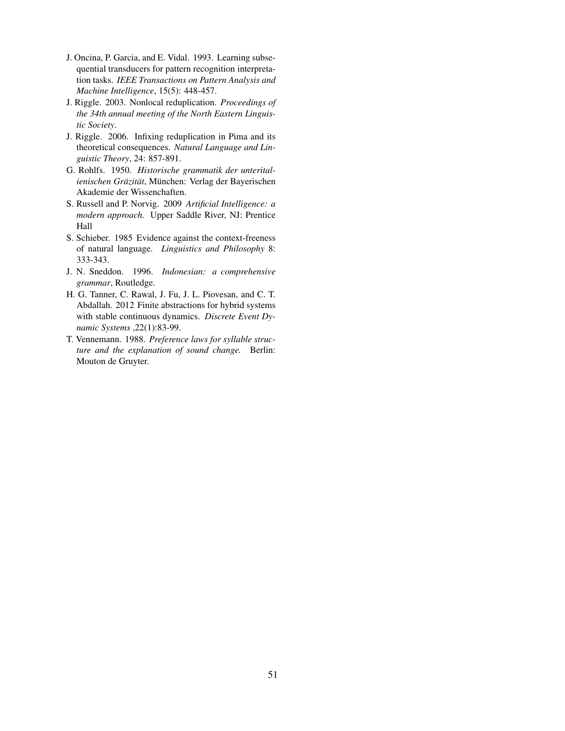J. Oncina, P. Garcia, and E. Vidal. 1993. Learning subsequential transducers for pattern recognition interpretation tasks. *IEEE Transactions on Pattern Analysis and Machine Intelligence*, 15(5): 448-457.

J. Riggle. 2003. Nonlocal reduplication. *Proceedings of the 34th annual meeting of the North Eastern Linguistic Society*.

J. Riggle. 2006. Infixing reduplication in Pima and its theoretical consequences. *Natural Language and Linguistic Theory*, 24: 857-891.

G. Rohlfs. 1950. *Historische grammatik der unteritalienischen Gräzität*, München: Verlag der Bayerischen Akademie der Wissenchaften.

S. Russell and P. Norvig. 2009 *Artificial Intelligence: a modern approach.* Upper Saddle River, NJ: Prentice Hall

S. Schieber. 1985 Evidence against the context-freeness of natural language. *Linguistics and Philosophy* 8: 333-343.

J. N. Sneddon. 1996. *Indonesian: a comprehensive grammar*, Routledge.

H. G. Tanner, C. Rawal, J. Fu, J. L. Piovesan, and C. T. Abdallah. 2012 Finite abstractions for hybrid systems with stable continuous dynamics. *Discrete Event Dynamic Systems* ,22(1):83-99.

T. Vennemann. 1988. *Preference laws for syllable structure and the explanation of sound change.* Berlin: Mouton de Gruyter.